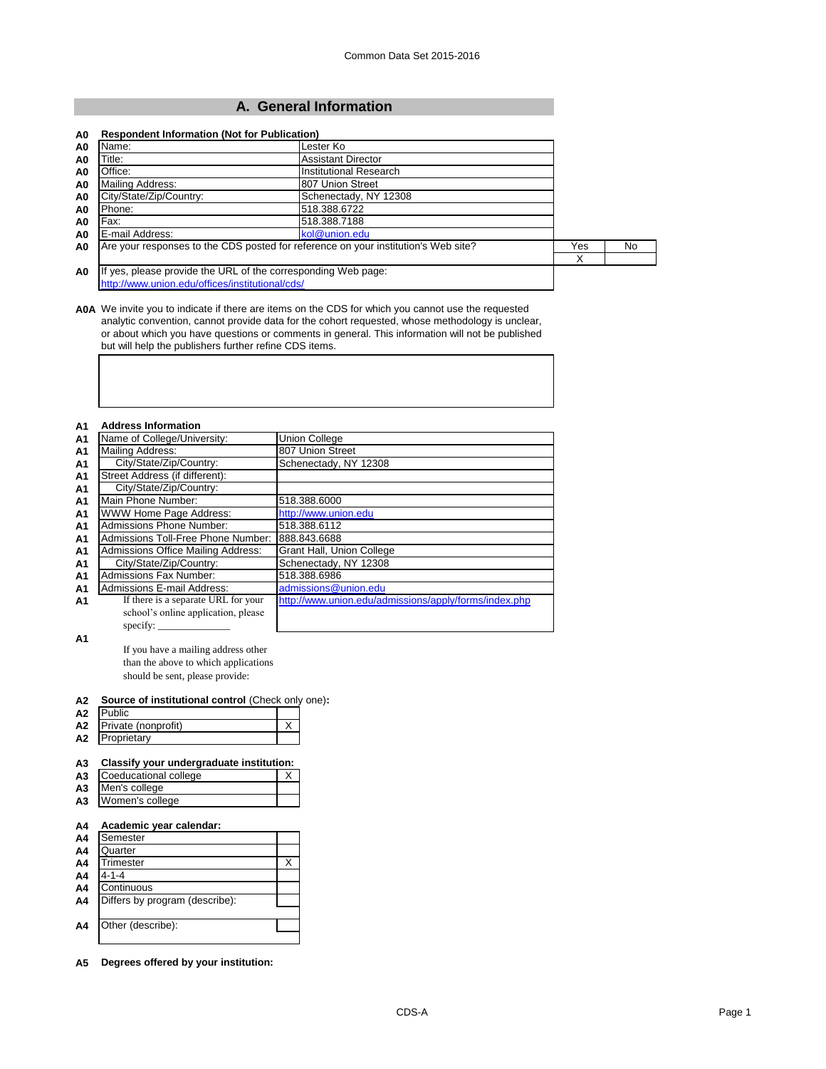Common Data Set 2015-2016

## A. General Information

**A0 Respondent Information (Not for Publication)**

| Code | Field | Value |
|---|---|---|
| A0 | Name: | Lester Ko |
| A0 | Title: | Assistant Director |
| A0 | Office: | Institutional Research |
| A0 | Mailing Address: | 807 Union Street |
| A0 | City/State/Zip/Country: | Schenectady, NY 12308 |
| A0 | Phone: | 518.388.6722 |
| A0 | Fax: | 518.388.7188 |
| A0 | E-mail Address: | kol@union.edu |

| Code | Question | Yes | No |
|---|---|---|---|
| A0 | Are your responses to the CDS posted for reference on your institution's Web site? | X | |

A0 If yes, please provide the URL of the corresponding Web page:
http://www.union.edu/offices/institutional/cds/

**A0A** We invite you to indicate if there are items on the CDS for which you cannot use the requested analytic convention, cannot provide data for the cohort requested, whose methodology is unclear, or about which you have questions or comments in general. This information will not be published but will help the publishers further refine CDS items.

**A1 Address Information**

| Code | Field | Value |
|---|---|---|
| A1 | Name of College/University: | Union College |
| A1 | Mailing Address: | 807 Union Street |
| A1 | City/State/Zip/Country: | Schenectady, NY 12308 |
| A1 | Street Address (if different): | |
| A1 | City/State/Zip/Country: | |
| A1 | Main Phone Number: | 518.388.6000 |
| A1 | WWW Home Page Address: | http://www.union.edu |
| A1 | Admissions Phone Number: | 518.388.6112 |
| A1 | Admissions Toll-Free Phone Number: | 888.843.6688 |
| A1 | Admissions Office Mailing Address: | Grant Hall, Union College |
| A1 | City/State/Zip/Country: | Schenectady, NY 12308 |
| A1 | Admissions Fax Number: | 518.388.6986 |
| A1 | Admissions E-mail Address: | admissions@union.edu |
| A1 | If there is a separate URL for your school's online application, please specify: | http://www.union.edu/admissions/apply/forms/index.php |

A1 If you have a mailing address other than the above to which applications should be sent, please provide:

**A2 Source of institutional control** (Check only one)**:**

| Code | Type | |
|---|---|---|
| A2 | Public | |
| A2 | Private (nonprofit) | X |
| A2 | Proprietary | |

**A3 Classify your undergraduate institution:**

| Code | Type | |
|---|---|---|
| A3 | Coeducational college | X |
| A3 | Men's college | |
| A3 | Women's college | |

**A4 Academic year calendar:**

| Code | Calendar | |
|---|---|---|
| A4 | Semester | |
| A4 | Quarter | |
| A4 | Trimester | X |
| A4 | 4-1-4 | |
| A4 | Continuous | |
| A4 | Differs by program (describe): | |
| A4 | Other (describe): | |

**A5 Degrees offered by your institution:**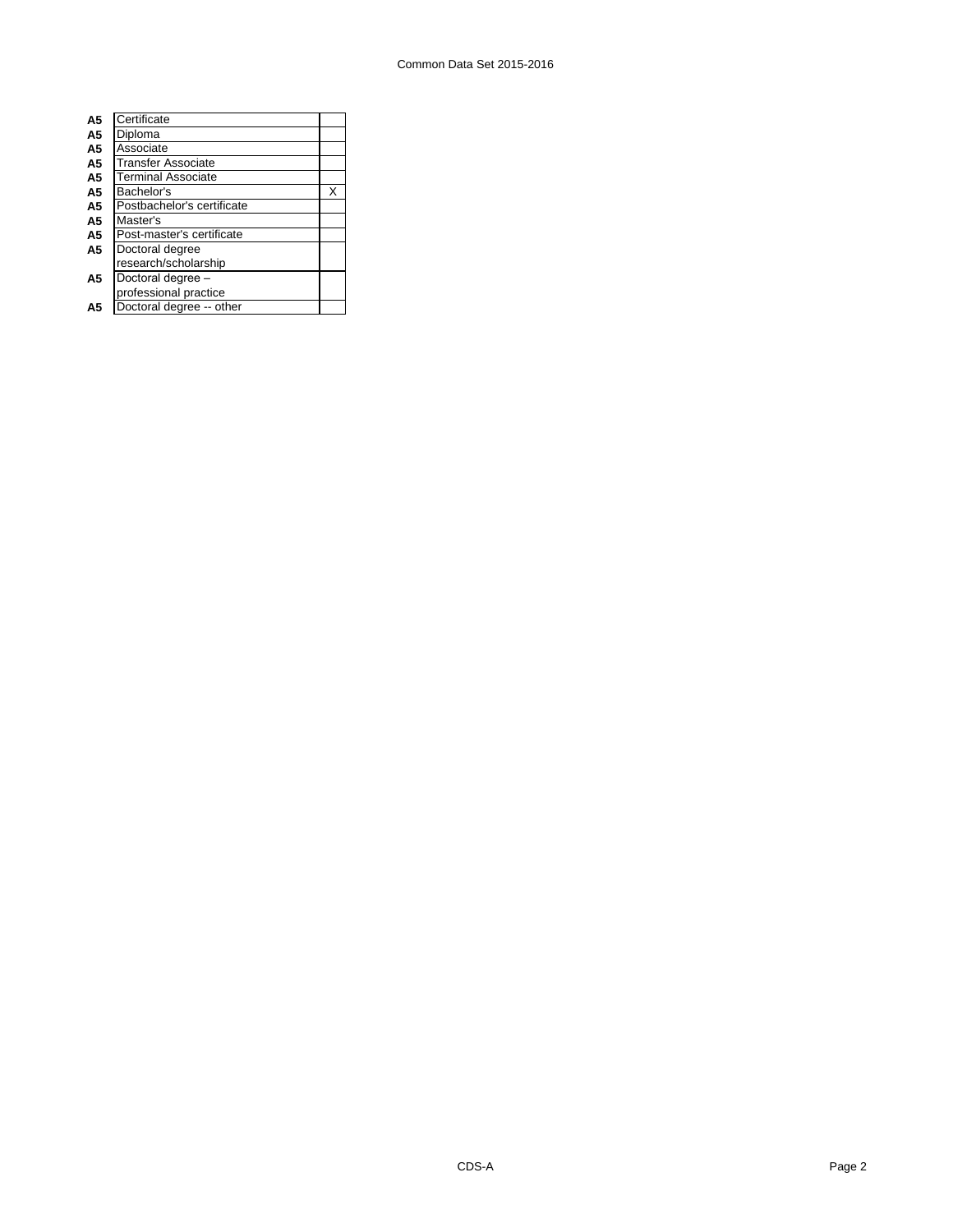| | | |
|---|---|---|
| **A5** | Certificate | |
| **A5** | Diploma | |
| **A5** | Associate | |
| **A5** | Transfer Associate | |
| **A5** | Terminal Associate | |
| **A5** | Bachelor's | X |
| **A5** | Postbachelor's certificate | |
| **A5** | Master's | |
| **A5** | Post-master's certificate | |
| **A5** | Doctoral degree research/scholarship | |
| **A5** | Doctoral degree – professional practice | |
| **A5** | Doctoral degree -- other | |